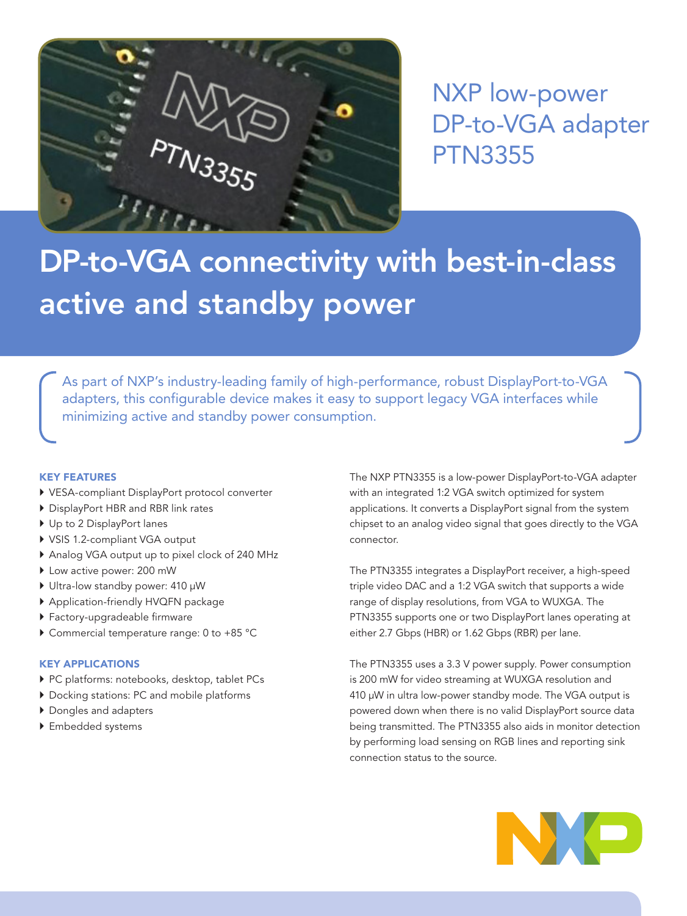# NXP low-power DP-to-VGA adapter PTN3355

## DP-to-VGA connectivity with best-in-class active and standby power

As part of NXP's industry-leading family of high-performance, robust DisplayPort-to-VGA adapters, this configurable device makes it easy to support legacy VGA interfaces while minimizing active and standby power consumption.

### KEY FEATURES

- VESA-compliant DisplayPort protocol converter
- DisplayPort HBR and RBR link rates
- Up to 2 DisplayPort lanes
- VSIS 1.2-compliant VGA output
- Analog VGA output up to pixel clock of 240 MHz
- Low active power: 200 mW
- Ultra-low standby power: 410 µW
- Application-friendly HVQFN package
- Factory-upgradeable firmware
- Commercial temperature range: 0 to +85 °C

### KEY APPLICATIONS

- PC platforms: notebooks, desktop, tablet PCs
- Docking stations: PC and mobile platforms
- Dongles and adapters
- Embedded systems

The NXP PTN3355 is a low-power DisplayPort-to-VGA adapter with an integrated 1:2 VGA switch optimized for system applications. It converts a DisplayPort signal from the system chipset to an analog video signal that goes directly to the VGA connector.

The PTN3355 integrates a DisplayPort receiver, a high-speed triple video DAC and a 1:2 VGA switch that supports a wide range of display resolutions, from VGA to WUXGA. The PTN3355 supports one or two DisplayPort lanes operating at either 2.7 Gbps (HBR) or 1.62 Gbps (RBR) per lane.

The PTN3355 uses a 3.3 V power supply. Power consumption is 200 mW for video streaming at WUXGA resolution and 410 µW in ultra low-power standby mode. The VGA output is powered down when there is no valid DisplayPort source data being transmitted. The PTN3355 also aids in monitor detection by performing load sensing on RGB lines and reporting sink connection status to the source.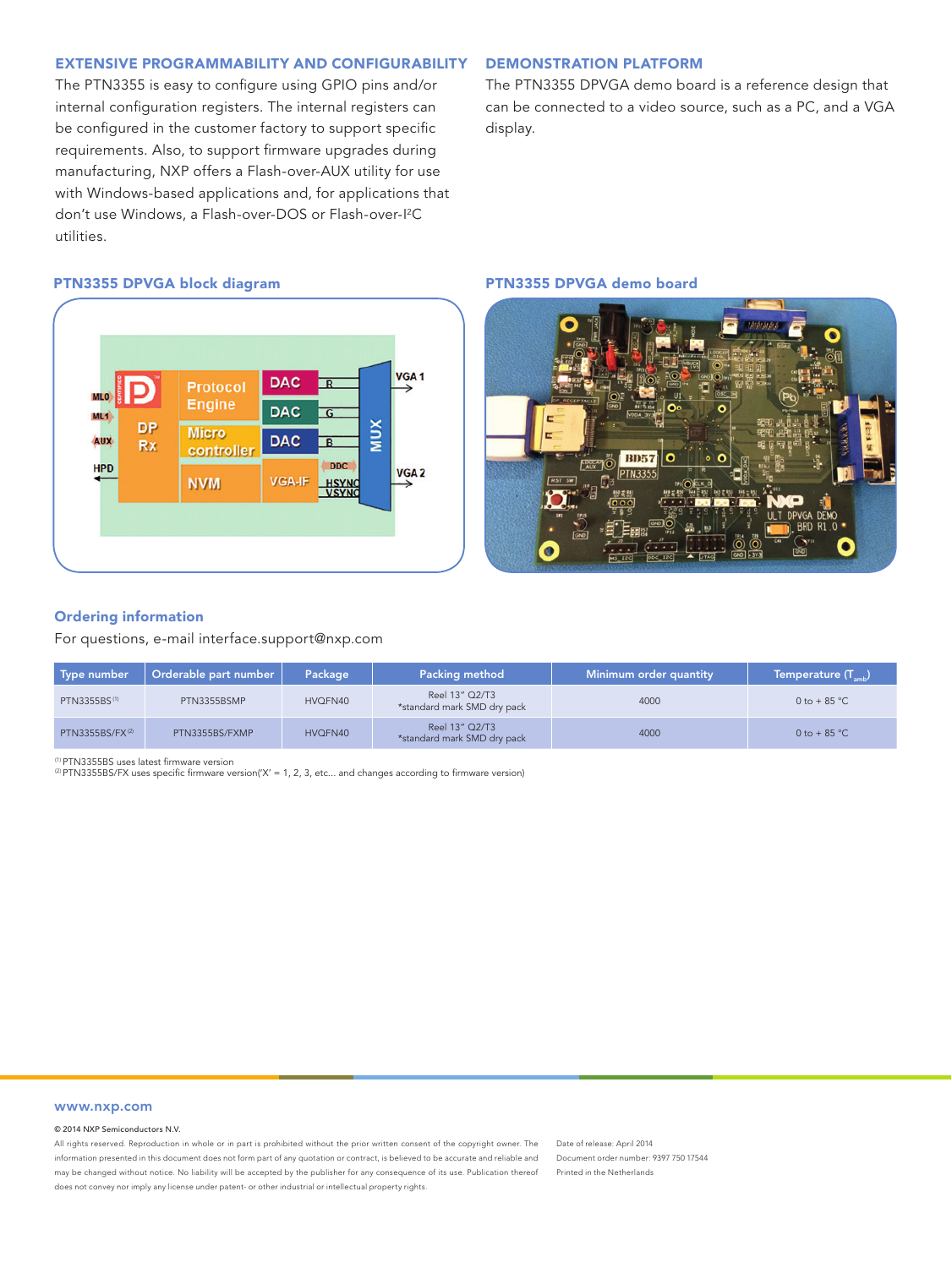## EXTENSIVE PROGRAMMABILITY AND CONFIGURABILITY

The PTN3355 is easy to configure using GPIO pins and/or internal configuration registers. The internal registers can be configured in the customer factory to support specific requirements. Also, to support firmware upgrades during manufacturing, NXP offers a Flash-over-AUX utility for use with Windows-based applications and, for applications that don't use Windows, a Flash-over-DOS or Flash-over-I²C utilities.

## DEMONSTRATION PLATFORM

The PTN3355 DPVGA demo board is a reference design that can be connected to a video source, such as a PC, and a VGA display.

### PTN3355 DPVGA block diagram

ML0
ML1
AUX
HPD
DP Rx
Protocol Engine
Micro controller
NVM
DAC
DAC
DAC
VGA-IF
R
G
B
DDC
HSYNC
VSYNC
MUX
VGA 1
VGA 2

### PTN3355 DPVGA demo board

### Ordering information

For questions, e-mail interface.support@nxp.com

| Type number | Orderable part number | Package | Packing method | Minimum order quantity | Temperature ($T_{amb}$) |
|---|---|---|---|---|---|
| PTN3355BS[1] | PTN3355BSMP | HVQFN40 | Reel 13" Q2/T3 *standard mark SMD dry pack | 4000 | 0 to + 85 °C |
| PTN3355BS/FX[2] | PTN3355BS/FXMP | HVQFN40 | Reel 13" Q2/T3 *standard mark SMD dry pack | 4000 | 0 to + 85 °C |

[1] PTN3355BS uses latest firmware version
[2] PTN3355BS/FX uses specific firmware version('X' = 1, 2, 3, etc... and changes according to firmware version)

www.nxp.com

© 2014 NXP Semiconductors N.V.

All rights reserved. Reproduction in whole or in part is prohibited without the prior written consent of the copyright owner. The information presented in this document does not form part of any quotation or contract, is believed to be accurate and reliable and may be changed without notice. No liability will be accepted by the publisher for any consequence of its use. Publication thereof does not convey nor imply any license under patent- or other industrial or intellectual property rights.

Date of release: April 2014
Document order number: 9397 750 17544
Printed in the Netherlands